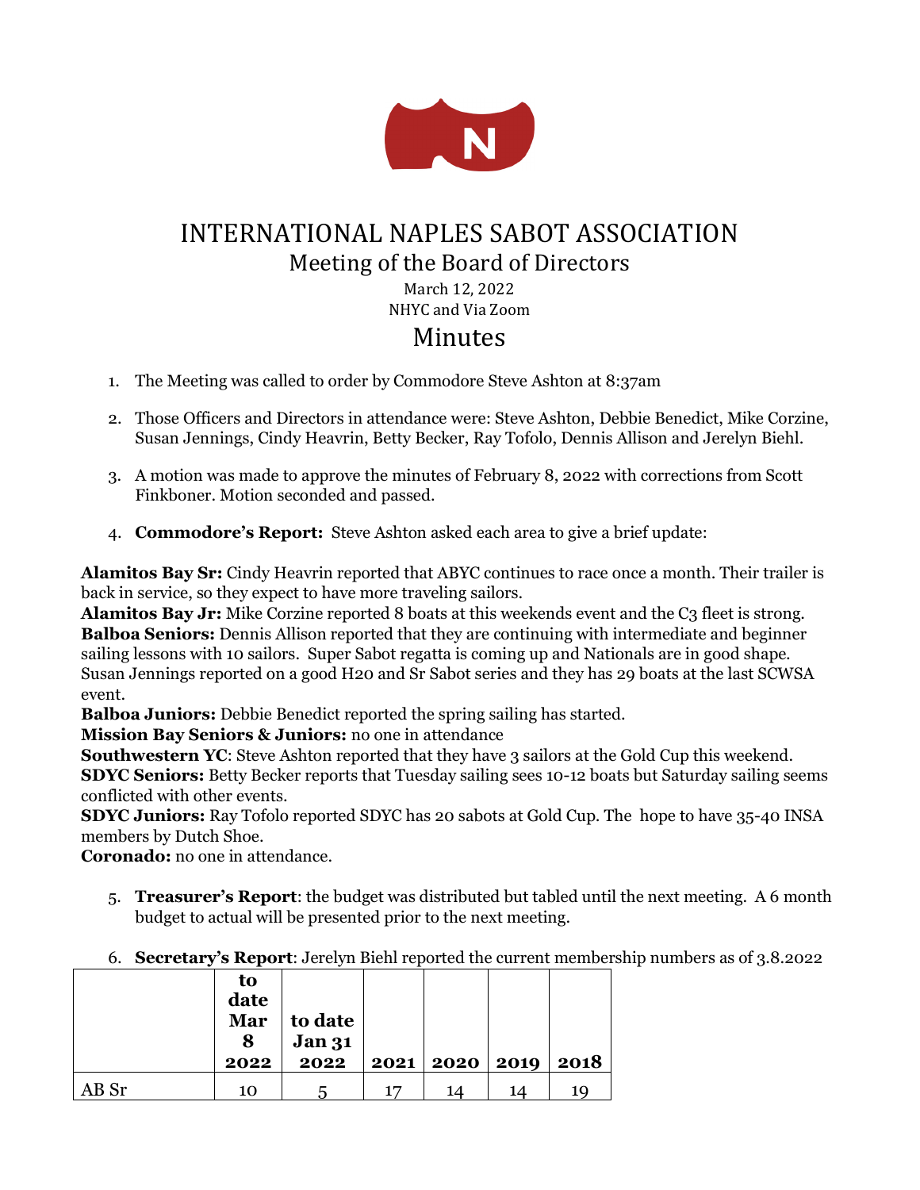# INTERNATIONAL NAPLES SABOT ASSOCIATION

## Meeting of the Board of Directors

March 12, 2022
NHYC and Via Zoom

## Minutes

1. The Meeting was called to order by Commodore Steve Ashton at 8:37am

2. Those Officers and Directors in attendance were: Steve Ashton, Debbie Benedict, Mike Corzine, Susan Jennings, Cindy Heavrin, Betty Becker, Ray Tofolo, Dennis Allison and Jerelyn Biehl.

3. A motion was made to approve the minutes of February 8, 2022 with corrections from Scott Finkboner. Motion seconded and passed.

4. **Commodore's Report:** Steve Ashton asked each area to give a brief update:

**Alamitos Bay Sr:** Cindy Heavrin reported that ABYC continues to race once a month. Their trailer is back in service, so they expect to have more traveling sailors.
**Alamitos Bay Jr:** Mike Corzine reported 8 boats at this weekends event and the C3 fleet is strong.
**Balboa Seniors:** Dennis Allison reported that they are continuing with intermediate and beginner sailing lessons with 10 sailors. Super Sabot regatta is coming up and Nationals are in good shape. Susan Jennings reported on a good H20 and Sr Sabot series and they has 29 boats at the last SCWSA event.
**Balboa Juniors:** Debbie Benedict reported the spring sailing has started.
**Mission Bay Seniors & Juniors:** no one in attendance
**Southwestern YC**: Steve Ashton reported that they have 3 sailors at the Gold Cup this weekend.
**SDYC Seniors:** Betty Becker reports that Tuesday sailing sees 10-12 boats but Saturday sailing seems conflicted with other events.
**SDYC Juniors:** Ray Tofolo reported SDYC has 20 sabots at Gold Cup. The hope to have 35-40 INSA members by Dutch Shoe.
**Coronado:** no one in attendance.

5. **Treasurer's Report**: the budget was distributed but tabled until the next meeting. A 6 month budget to actual will be presented prior to the next meeting.

6. **Secretary's Report**: Jerelyn Biehl reported the current membership numbers as of 3.8.2022

| | to date Mar 8 2022 | to date Jan 31 2022 | 2021 | 2020 | 2019 | 2018 |
|---|---|---|---|---|---|---|
| AB Sr | 10 | 5 | 17 | 14 | 14 | 19 |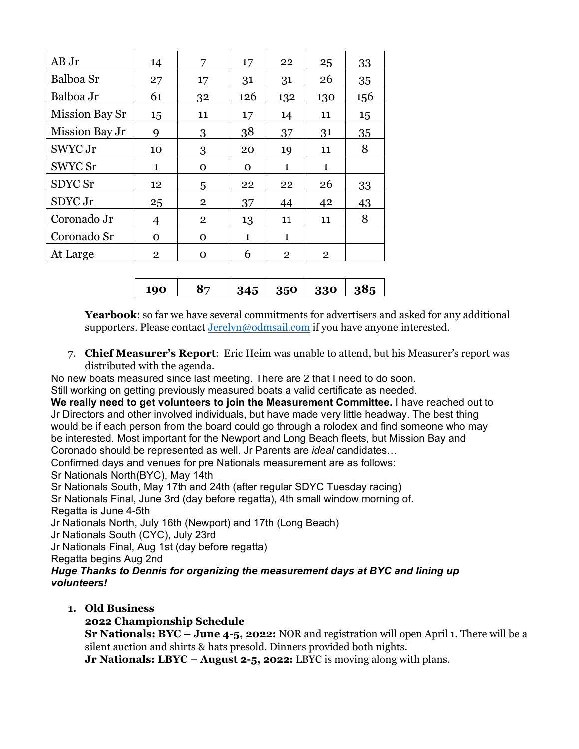| AB Jr | 14 | 7 | 17 | 22 | 25 | 33 |
|---|---|---|---|---|---|---|
| Balboa Sr | 27 | 17 | 31 | 31 | 26 | 35 |
| Balboa Jr | 61 | 32 | 126 | 132 | 130 | 156 |
| Mission Bay Sr | 15 | 11 | 17 | 14 | 11 | 15 |
| Mission Bay Jr | 9 | 3 | 38 | 37 | 31 | 35 |
| SWYC Jr | 10 | 3 | 20 | 19 | 11 | 8 |
| SWYC Sr | 1 | 0 | 0 | 1 | 1 | |
| SDYC Sr | 12 | 5 | 22 | 22 | 26 | 33 |
| SDYC Jr | 25 | 2 | 37 | 44 | 42 | 43 |
| Coronado Jr | 4 | 2 | 13 | 11 | 11 | 8 |
| Coronado Sr | 0 | 0 | 1 | 1 | | |
| At Large | 2 | 0 | 6 | 2 | 2 | |
| | **190** | **87** | **345** | **350** | **330** | **385** |

**Yearbook**: so far we have several commitments for advertisers and asked for any additional supporters. Please contact Jerelyn@odmsail.com if you have anyone interested.

7. **Chief Measurer's Report**: Eric Heim was unable to attend, but his Measurer's report was distributed with the agenda.

No new boats measured since last meeting. There are 2 that I need to do soon.
Still working on getting previously measured boats a valid certificate as needed.
**We really need to get volunteers to join the Measurement Committee.** I have reached out to Jr Directors and other involved individuals, but have made very little headway. The best thing would be if each person from the board could go through a rolodex and find someone who may be interested. Most important for the Newport and Long Beach fleets, but Mission Bay and Coronado should be represented as well. Jr Parents are *ideal* candidates…
Confirmed days and venues for pre Nationals measurement are as follows:
Sr Nationals North(BYC), May 14th
Sr Nationals South, May 17th and 24th (after regular SDYC Tuesday racing)
Sr Nationals Final, June 3rd (day before regatta), 4th small window morning of.
Regatta is June 4-5th
Jr Nationals North, July 16th (Newport) and 17th (Long Beach)
Jr Nationals South (CYC), July 23rd
Jr Nationals Final, Aug 1st (day before regatta)
Regatta begins Aug 2nd
***Huge Thanks to Dennis for organizing the measurement days at BYC and lining up volunteers!***

1. **Old Business**

   **2022 Championship Schedule**

   **Sr Nationals: BYC – June 4-5, 2022:** NOR and registration will open April 1. There will be a silent auction and shirts & hats presold. Dinners provided both nights.

   **Jr Nationals: LBYC – August 2-5, 2022:** LBYC is moving along with plans.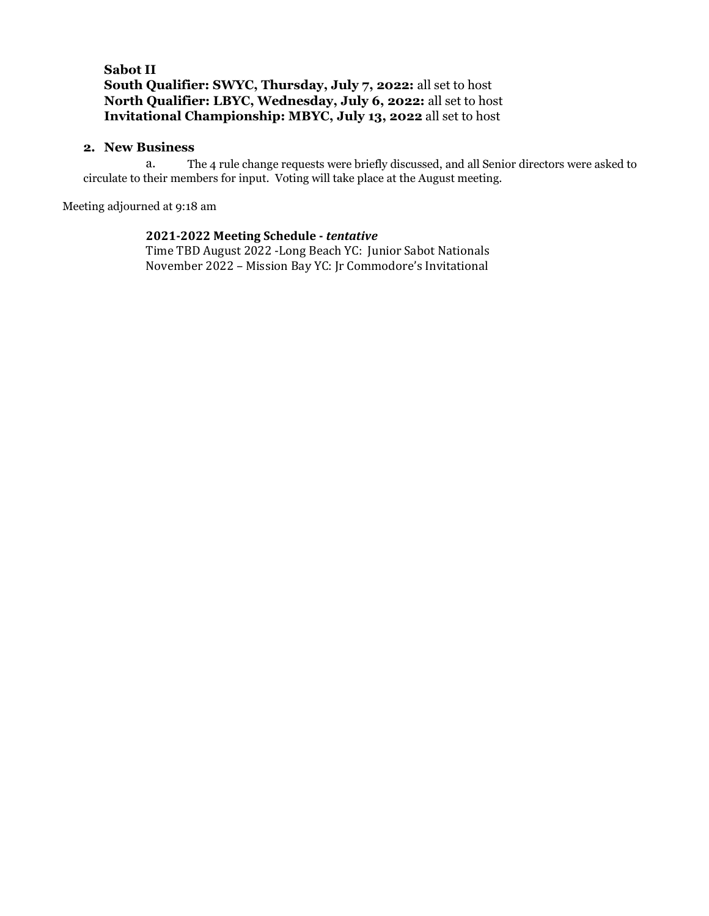**Sabot II**
**South Qualifier: SWYC, Thursday, July 7, 2022:** all set to host
**North Qualifier: LBYC, Wednesday, July 6, 2022:** all set to host
**Invitational Championship: MBYC, July 13, 2022** all set to host

## 2. New Business

a. The 4 rule change requests were briefly discussed, and all Senior directors were asked to circulate to their members for input. Voting will take place at the August meeting.

Meeting adjourned at 9:18 am

**2021-2022 Meeting Schedule -** ***tentative***
Time TBD August 2022 -Long Beach YC: Junior Sabot Nationals
November 2022 – Mission Bay YC: Jr Commodore's Invitational